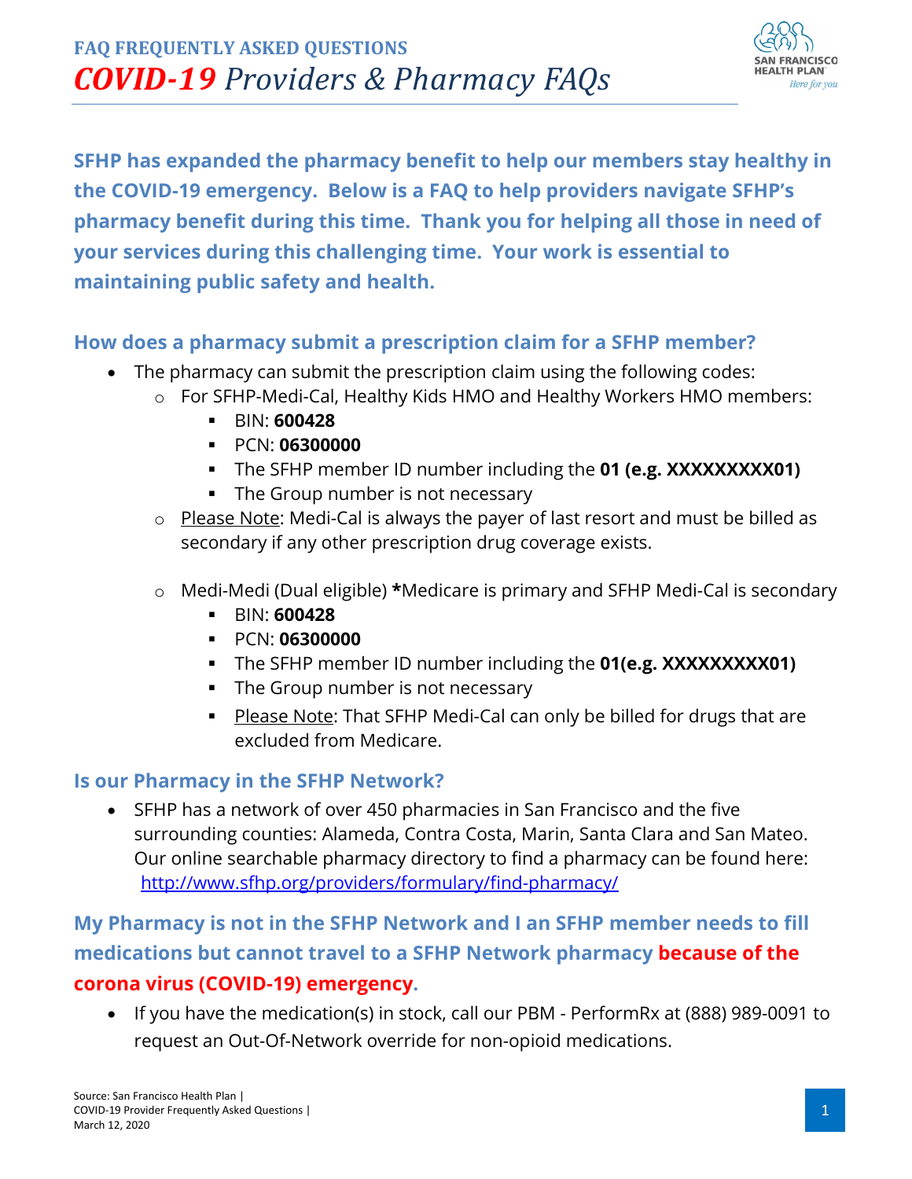# FAQ FREQUENTLY ASKED QUESTIONS

## *COVID-19 Providers & Pharmacy FAQs*

**SFHP has expanded the pharmacy benefit to help our members stay healthy in the COVID-19 emergency. Below is a FAQ to help providers navigate SFHP's pharmacy benefit during this time. Thank you for helping all those in need of your services during this challenging time. Your work is essential to maintaining public safety and health.**

### How does a pharmacy submit a prescription claim for a SFHP member?

- The pharmacy can submit the prescription claim using the following codes:
  - For SFHP-Medi-Cal, Healthy Kids HMO and Healthy Workers HMO members:
    - BIN: **600428**
    - PCN: **06300000**
    - The SFHP member ID number including the **01 (e.g. XXXXXXXXX01)**
    - The Group number is not necessary
  - Please Note: Medi-Cal is always the payer of last resort and must be billed as secondary if any other prescription drug coverage exists.
  - Medi-Medi (Dual eligible) **\***Medicare is primary and SFHP Medi-Cal is secondary
    - BIN: **600428**
    - PCN: **06300000**
    - The SFHP member ID number including the **01(e.g. XXXXXXXXX01)**
    - The Group number is not necessary
    - Please Note: That SFHP Medi-Cal can only be billed for drugs that are excluded from Medicare.

### Is our Pharmacy in the SFHP Network?

- SFHP has a network of over 450 pharmacies in San Francisco and the five surrounding counties: Alameda, Contra Costa, Marin, Santa Clara and San Mateo. Our online searchable pharmacy directory to find a pharmacy can be found here: http://www.sfhp.org/providers/formulary/find-pharmacy/

### My Pharmacy is not in the SFHP Network and I an SFHP member needs to fill medications but cannot travel to a SFHP Network pharmacy because of the corona virus (COVID-19) emergency.

- If you have the medication(s) in stock, call our PBM - PerformRx at (888) 989-0091 to request an Out-Of-Network override for non-opioid medications.

Source: San Francisco Health Plan | COVID-19 Provider Frequently Asked Questions | March 12, 2020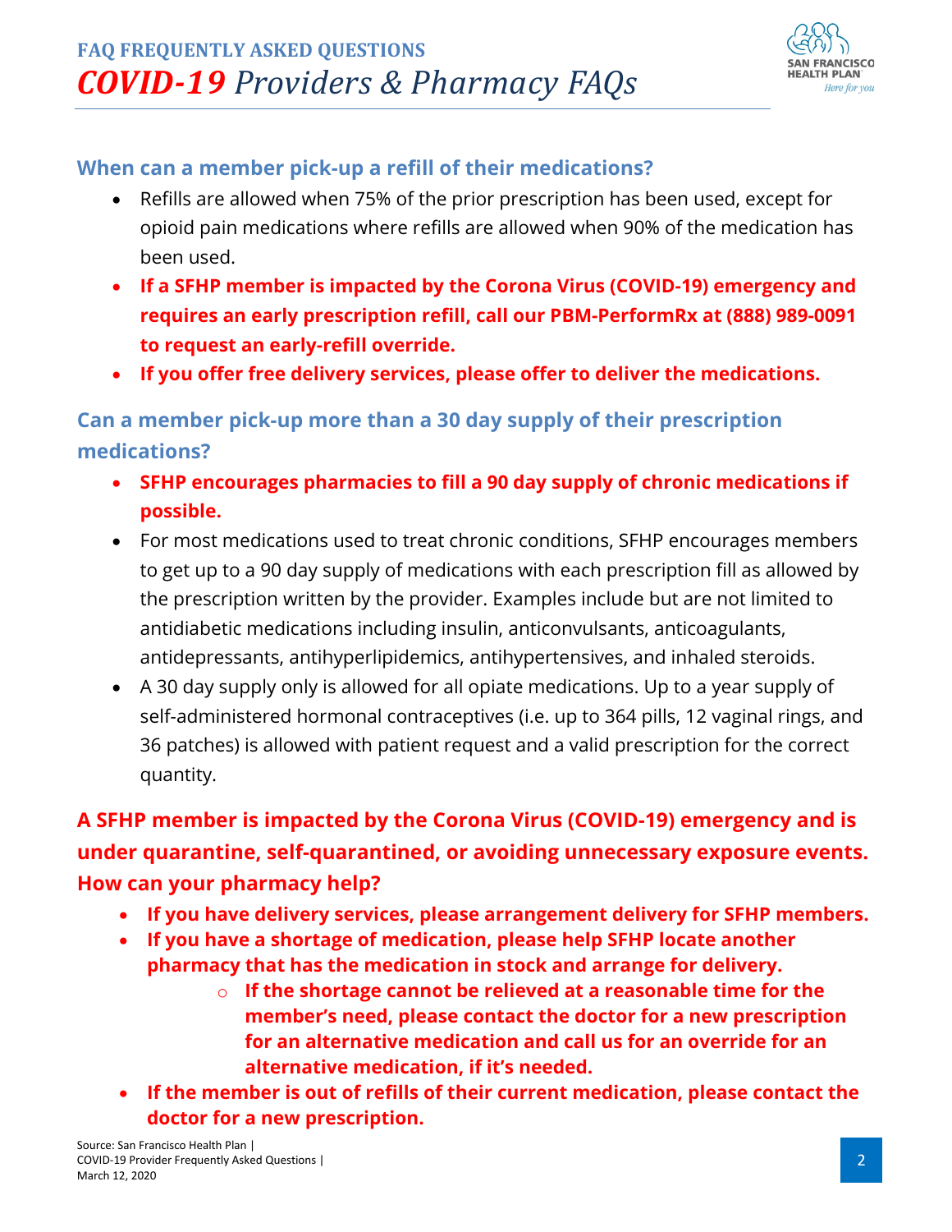# FAQ FREQUENTLY ASKED QUESTIONS

## *COVID-19 Providers & Pharmacy FAQs*

### When can a member pick-up a refill of their medications?

- Refills are allowed when 75% of the prior prescription has been used, except for opioid pain medications where refills are allowed when 90% of the medication has been used.
- **If a SFHP member is impacted by the Corona Virus (COVID-19) emergency and requires an early prescription refill, call our PBM-PerformRx at (888) 989-0091 to request an early-refill override.**
- **If you offer free delivery services, please offer to deliver the medications.**

### Can a member pick-up more than a 30 day supply of their prescription medications?

- **SFHP encourages pharmacies to fill a 90 day supply of chronic medications if possible.**
- For most medications used to treat chronic conditions, SFHP encourages members to get up to a 90 day supply of medications with each prescription fill as allowed by the prescription written by the provider. Examples include but are not limited to antidiabetic medications including insulin, anticonvulsants, anticoagulants, antidepressants, antihyperlipidemics, antihypertensives, and inhaled steroids.
- A 30 day supply only is allowed for all opiate medications. Up to a year supply of self-administered hormonal contraceptives (i.e. up to 364 pills, 12 vaginal rings, and 36 patches) is allowed with patient request and a valid prescription for the correct quantity.

### A SFHP member is impacted by the Corona Virus (COVID-19) emergency and is under quarantine, self-quarantined, or avoiding unnecessary exposure events. How can your pharmacy help?

- **If you have delivery services, please arrangement delivery for SFHP members.**
- **If you have a shortage of medication, please help SFHP locate another pharmacy that has the medication in stock and arrange for delivery.**
  - **If the shortage cannot be relieved at a reasonable time for the member's need, please contact the doctor for a new prescription for an alternative medication and call us for an override for an alternative medication, if it's needed.**
- **If the member is out of refills of their current medication, please contact the doctor for a new prescription.**

Source: San Francisco Health Plan | COVID-19 Provider Frequently Asked Questions | March 12, 2020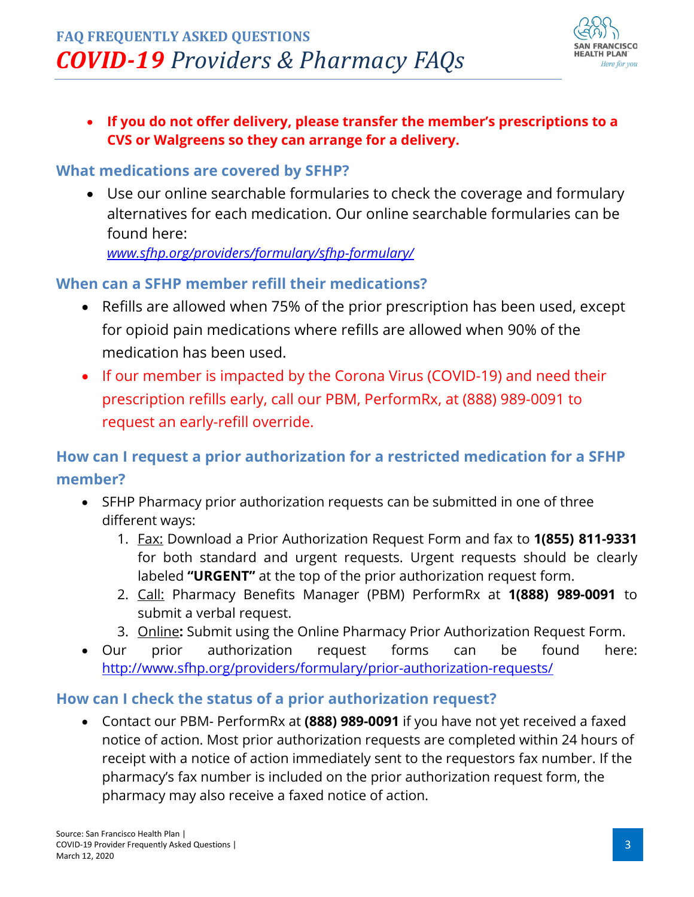- **If you do not offer delivery, please transfer the member's prescriptions to a CVS or Walgreens so they can arrange for a delivery.**

### What medications are covered by SFHP?

- Use our online searchable formularies to check the coverage and formulary alternatives for each medication. Our online searchable formularies can be found here: *www.sfhp.org/providers/formulary/sfhp-formulary/*

### When can a SFHP member refill their medications?

- Refills are allowed when 75% of the prior prescription has been used, except for opioid pain medications where refills are allowed when 90% of the medication has been used.
- If our member is impacted by the Corona Virus (COVID-19) and need their prescription refills early, call our PBM, PerformRx, at (888) 989-0091 to request an early-refill override.

### How can I request a prior authorization for a restricted medication for a SFHP member?

- SFHP Pharmacy prior authorization requests can be submitted in one of three different ways:
  1. Fax: Download a Prior Authorization Request Form and fax to **1(855) 811-9331** for both standard and urgent requests. Urgent requests should be clearly labeled **"URGENT"** at the top of the prior authorization request form.
  2. Call: Pharmacy Benefits Manager (PBM) PerformRx at **1(888) 989-0091** to submit a verbal request.
  3. Online**:** Submit using the Online Pharmacy Prior Authorization Request Form.
- Our prior authorization request forms can be found here: http://www.sfhp.org/providers/formulary/prior-authorization-requests/

### How can I check the status of a prior authorization request?

- Contact our PBM- PerformRx at **(888) 989-0091** if you have not yet received a faxed notice of action. Most prior authorization requests are completed within 24 hours of receipt with a notice of action immediately sent to the requestors fax number. If the pharmacy's fax number is included on the prior authorization request form, the pharmacy may also receive a faxed notice of action.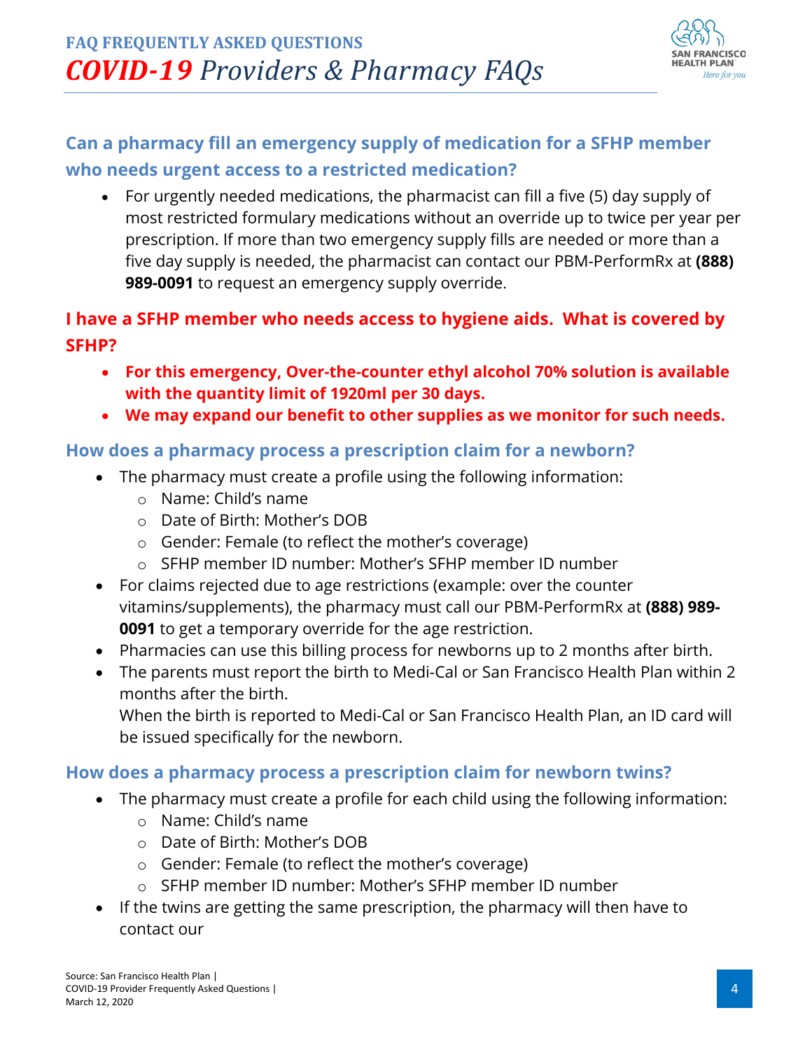### Can a pharmacy fill an emergency supply of medication for a SFHP member who needs urgent access to a restricted medication?

- For urgently needed medications, the pharmacist can fill a five (5) day supply of most restricted formulary medications without an override up to twice per year per prescription. If more than two emergency supply fills are needed or more than a five day supply is needed, the pharmacist can contact our PBM-PerformRx at **(888) 989-0091** to request an emergency supply override.

### I have a SFHP member who needs access to hygiene aids. What is covered by SFHP?

- **For this emergency, Over-the-counter ethyl alcohol 70% solution is available with the quantity limit of 1920ml per 30 days.**
- **We may expand our benefit to other supplies as we monitor for such needs.**

### How does a pharmacy process a prescription claim for a newborn?

- The pharmacy must create a profile using the following information:
  - Name: Child's name
  - Date of Birth: Mother's DOB
  - Gender: Female (to reflect the mother's coverage)
  - SFHP member ID number: Mother's SFHP member ID number
- For claims rejected due to age restrictions (example: over the counter vitamins/supplements), the pharmacy must call our PBM-PerformRx at **(888) 989-0091** to get a temporary override for the age restriction.
- Pharmacies can use this billing process for newborns up to 2 months after birth.
- The parents must report the birth to Medi-Cal or San Francisco Health Plan within 2 months after the birth.
  When the birth is reported to Medi-Cal or San Francisco Health Plan, an ID card will be issued specifically for the newborn.

### How does a pharmacy process a prescription claim for newborn twins?

- The pharmacy must create a profile for each child using the following information:
  - Name: Child's name
  - Date of Birth: Mother's DOB
  - Gender: Female (to reflect the mother's coverage)
  - SFHP member ID number: Mother's SFHP member ID number
- If the twins are getting the same prescription, the pharmacy will then have to contact our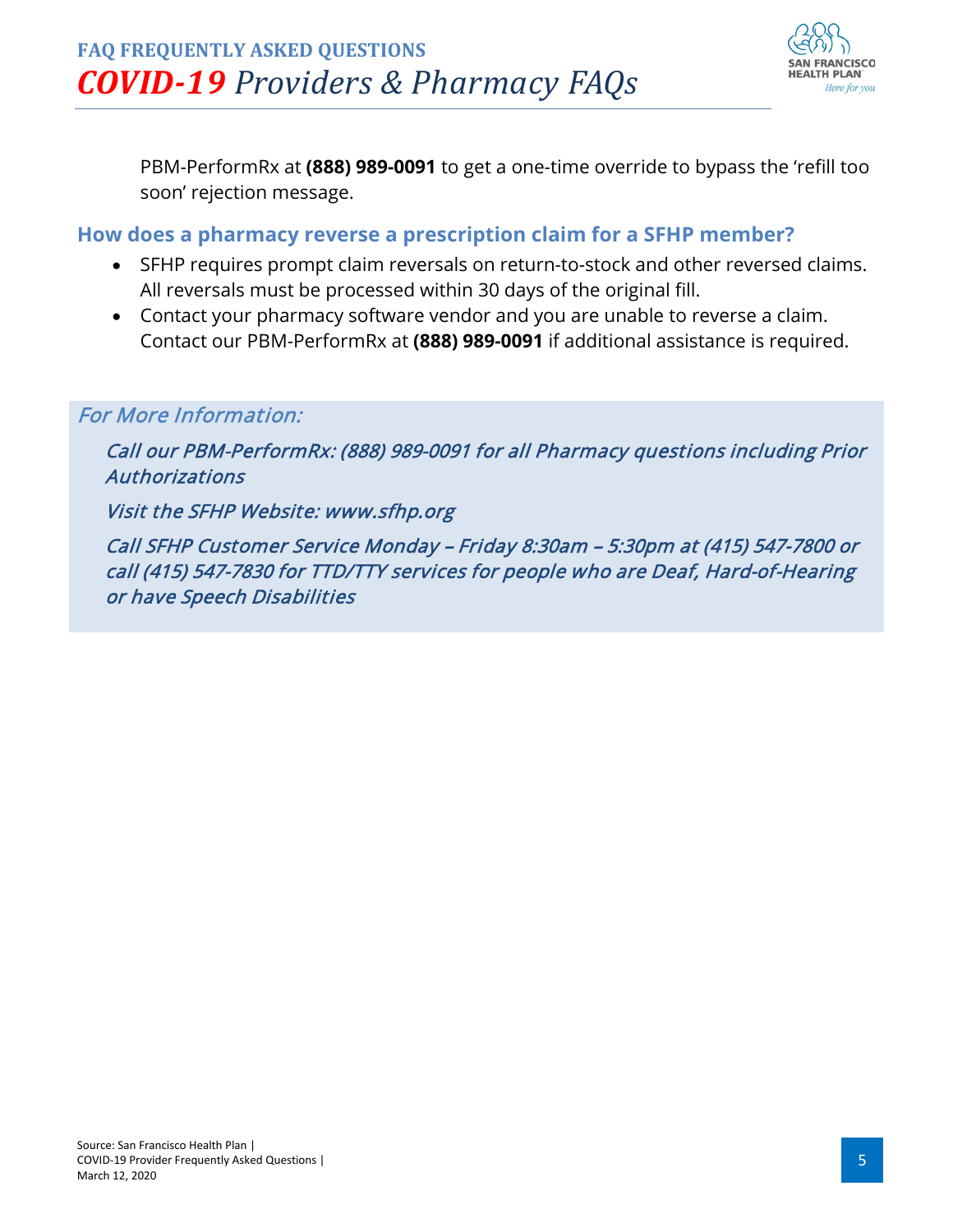PBM-PerformRx at **(888) 989-0091** to get a one-time override to bypass the 'refill too soon' rejection message.

### How does a pharmacy reverse a prescription claim for a SFHP member?

- SFHP requires prompt claim reversals on return-to-stock and other reversed claims. All reversals must be processed within 30 days of the original fill.
- Contact your pharmacy software vendor and you are unable to reverse a claim. Contact our PBM-PerformRx at **(888) 989-0091** if additional assistance is required.

*For More Information:*

*Call our PBM-PerformRx: (888) 989-0091 for all Pharmacy questions including Prior Authorizations*

*Visit the SFHP Website: www.sfhp.org*

*Call SFHP Customer Service Monday – Friday 8:30am – 5:30pm at (415) 547-7800 or call (415) 547-7830 for TTD/TTY services for people who are Deaf, Hard-of-Hearing or have Speech Disabilities*

Source: San Francisco Health Plan | COVID-19 Provider Frequently Asked Questions | March 12, 2020